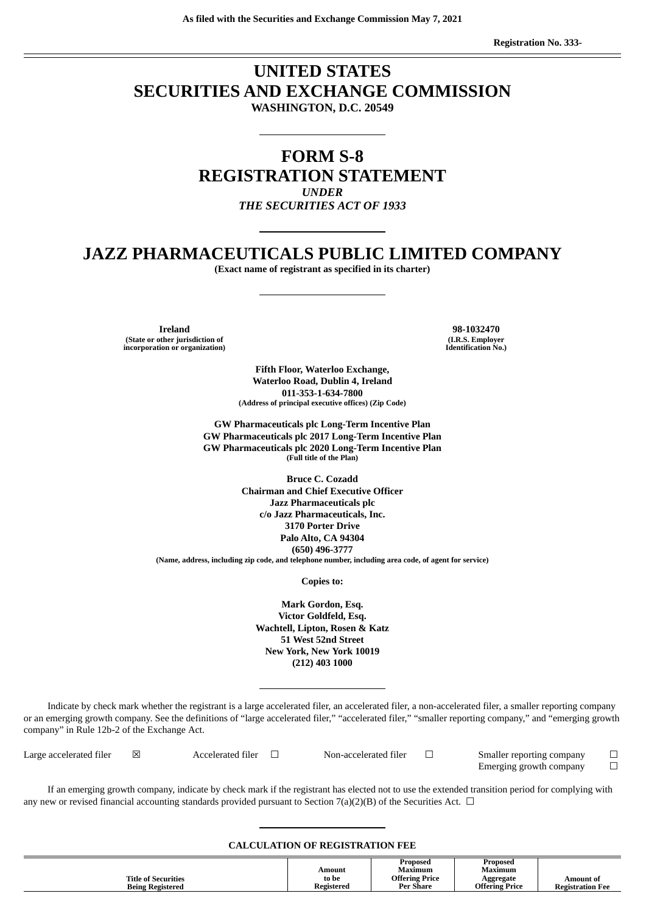As filed with the Securities and Exchange Commission May 7, 2021

Registration No. 333-

# UNITED STATES
# SECURITIES AND EXCHANGE COMMISSION
**WASHINGTON, D.C. 20549**

# FORM S-8
# REGISTRATION STATEMENT
*UNDER*
*THE SECURITIES ACT OF 1933*

# JAZZ PHARMACEUTICALS PUBLIC LIMITED COMPANY
**(Exact name of registrant as specified in its charter)**

| **Ireland** | **98-1032470** |
|---|---|
| (State or other jurisdiction of incorporation or organization) | (I.R.S. Employer Identification No.) |

**Fifth Floor, Waterloo Exchange,**
**Waterloo Road, Dublin 4, Ireland**
**011-353-1-634-7800**
(Address of principal executive offices) (Zip Code)

**GW Pharmaceuticals plc Long-Term Incentive Plan**
**GW Pharmaceuticals plc 2017 Long-Term Incentive Plan**
**GW Pharmaceuticals plc 2020 Long-Term Incentive Plan**
(Full title of the Plan)

**Bruce C. Cozadd**
**Chairman and Chief Executive Officer**
**Jazz Pharmaceuticals plc**
**c/o Jazz Pharmaceuticals, Inc.**
**3170 Porter Drive**
**Palo Alto, CA 94304**
**(650) 496-3777**
(Name, address, including zip code, and telephone number, including area code, of agent for service)

**Copies to:**

**Mark Gordon, Esq.**
**Victor Goldfeld, Esq.**
**Wachtell, Lipton, Rosen & Katz**
**51 West 52nd Street**
**New York, New York 10019**
**(212) 403 1000**

Indicate by check mark whether the registrant is a large accelerated filer, an accelerated filer, a non-accelerated filer, a smaller reporting company or an emerging growth company. See the definitions of "large accelerated filer," "accelerated filer," "smaller reporting company," and "emerging growth company" in Rule 12b-2 of the Exchange Act.

| | | | | | | | |
|---|---|---|---|---|---|---|---|
| Large accelerated filer | ☒ | Accelerated filer | ☐ | Non-accelerated filer | ☐ | Smaller reporting company | ☐ |
| | | | | | | Emerging growth company | ☐ |

If an emerging growth company, indicate by check mark if the registrant has elected not to use the extended transition period for complying with any new or revised financial accounting standards provided pursuant to Section 7(a)(2)(B) of the Securities Act. ☐

**CALCULATION OF REGISTRATION FEE**

| Title of Securities Being Registered | Amount to be Registered | Proposed Maximum Offering Price Per Share | Proposed Maximum Aggregate Offering Price | Amount of Registration Fee |
|---|---|---|---|---|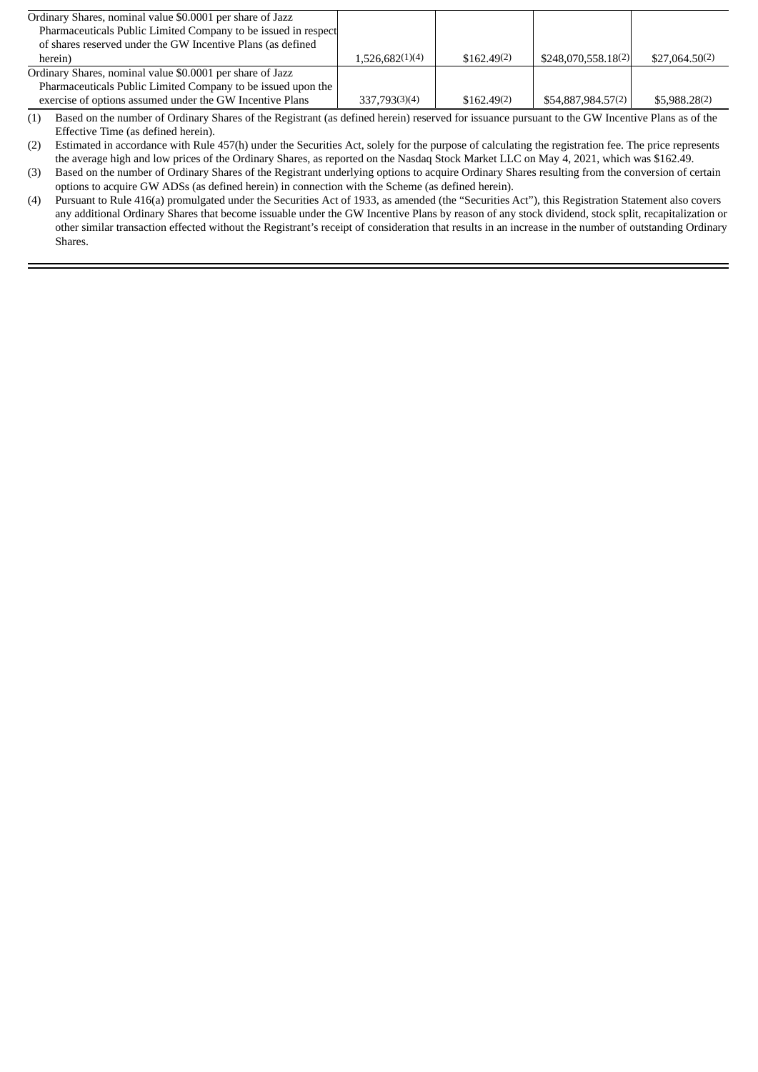| | | | | |
|---|---|---|---|---|
| Ordinary Shares, nominal value $0.0001 per share of Jazz Pharmaceuticals Public Limited Company to be issued in respect of shares reserved under the GW Incentive Plans (as defined herein) | 1,526,682(1)(4) | $162.49(2) | $248,070,558.18(2) | $27,064.50(2) |
| Ordinary Shares, nominal value $0.0001 per share of Jazz Pharmaceuticals Public Limited Company to be issued upon the exercise of options assumed under the GW Incentive Plans | 337,793(3)(4) | $162.49(2) | $54,887,984.57(2) | $5,988.28(2) |

(1) Based on the number of Ordinary Shares of the Registrant (as defined herein) reserved for issuance pursuant to the GW Incentive Plans as of the Effective Time (as defined herein).

(2) Estimated in accordance with Rule 457(h) under the Securities Act, solely for the purpose of calculating the registration fee. The price represents the average high and low prices of the Ordinary Shares, as reported on the Nasdaq Stock Market LLC on May 4, 2021, which was $162.49.

(3) Based on the number of Ordinary Shares of the Registrant underlying options to acquire Ordinary Shares resulting from the conversion of certain options to acquire GW ADSs (as defined herein) in connection with the Scheme (as defined herein).

(4) Pursuant to Rule 416(a) promulgated under the Securities Act of 1933, as amended (the "Securities Act"), this Registration Statement also covers any additional Ordinary Shares that become issuable under the GW Incentive Plans by reason of any stock dividend, stock split, recapitalization or other similar transaction effected without the Registrant's receipt of consideration that results in an increase in the number of outstanding Ordinary Shares.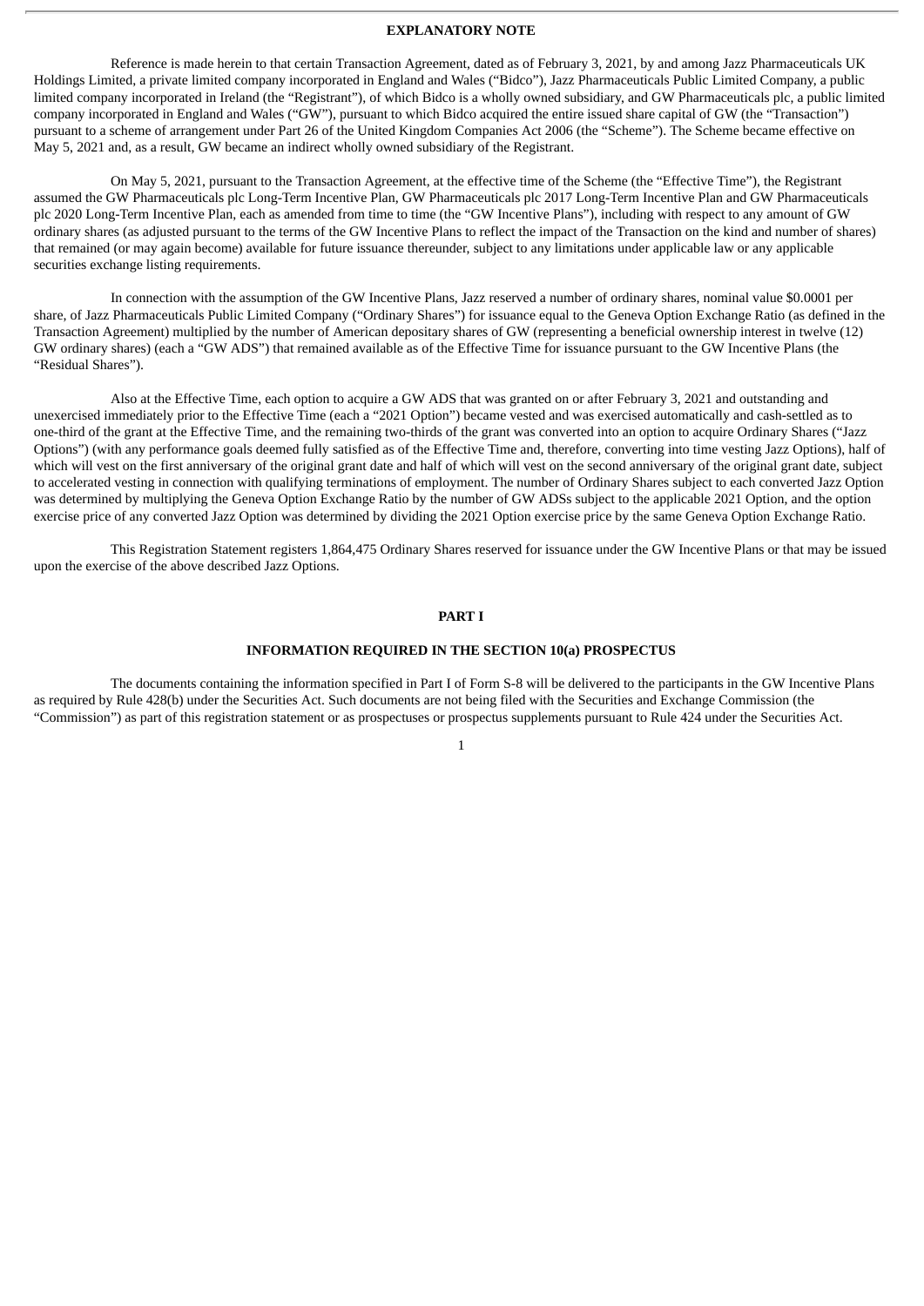## EXPLANATORY NOTE

Reference is made herein to that certain Transaction Agreement, dated as of February 3, 2021, by and among Jazz Pharmaceuticals UK Holdings Limited, a private limited company incorporated in England and Wales ("Bidco"), Jazz Pharmaceuticals Public Limited Company, a public limited company incorporated in Ireland (the "Registrant"), of which Bidco is a wholly owned subsidiary, and GW Pharmaceuticals plc, a public limited company incorporated in England and Wales ("GW"), pursuant to which Bidco acquired the entire issued share capital of GW (the "Transaction") pursuant to a scheme of arrangement under Part 26 of the United Kingdom Companies Act 2006 (the "Scheme"). The Scheme became effective on May 5, 2021 and, as a result, GW became an indirect wholly owned subsidiary of the Registrant.

On May 5, 2021, pursuant to the Transaction Agreement, at the effective time of the Scheme (the "Effective Time"), the Registrant assumed the GW Pharmaceuticals plc Long-Term Incentive Plan, GW Pharmaceuticals plc 2017 Long-Term Incentive Plan and GW Pharmaceuticals plc 2020 Long-Term Incentive Plan, each as amended from time to time (the "GW Incentive Plans"), including with respect to any amount of GW ordinary shares (as adjusted pursuant to the terms of the GW Incentive Plans to reflect the impact of the Transaction on the kind and number of shares) that remained (or may again become) available for future issuance thereunder, subject to any limitations under applicable law or any applicable securities exchange listing requirements.

In connection with the assumption of the GW Incentive Plans, Jazz reserved a number of ordinary shares, nominal value $0.0001 per share, of Jazz Pharmaceuticals Public Limited Company ("Ordinary Shares") for issuance equal to the Geneva Option Exchange Ratio (as defined in the Transaction Agreement) multiplied by the number of American depositary shares of GW (representing a beneficial ownership interest in twelve (12) GW ordinary shares) (each a "GW ADS") that remained available as of the Effective Time for issuance pursuant to the GW Incentive Plans (the "Residual Shares").

Also at the Effective Time, each option to acquire a GW ADS that was granted on or after February 3, 2021 and outstanding and unexercised immediately prior to the Effective Time (each a "2021 Option") became vested and was exercised automatically and cash-settled as to one-third of the grant at the Effective Time, and the remaining two-thirds of the grant was converted into an option to acquire Ordinary Shares ("Jazz Options") (with any performance goals deemed fully satisfied as of the Effective Time and, therefore, converting into time vesting Jazz Options), half of which will vest on the first anniversary of the original grant date and half of which will vest on the second anniversary of the original grant date, subject to accelerated vesting in connection with qualifying terminations of employment. The number of Ordinary Shares subject to each converted Jazz Option was determined by multiplying the Geneva Option Exchange Ratio by the number of GW ADSs subject to the applicable 2021 Option, and the option exercise price of any converted Jazz Option was determined by dividing the 2021 Option exercise price by the same Geneva Option Exchange Ratio.

This Registration Statement registers 1,864,475 Ordinary Shares reserved for issuance under the GW Incentive Plans or that may be issued upon the exercise of the above described Jazz Options.

## PART I

### INFORMATION REQUIRED IN THE SECTION 10(a) PROSPECTUS

The documents containing the information specified in Part I of Form S-8 will be delivered to the participants in the GW Incentive Plans as required by Rule 428(b) under the Securities Act. Such documents are not being filed with the Securities and Exchange Commission (the "Commission") as part of this registration statement or as prospectuses or prospectus supplements pursuant to Rule 424 under the Securities Act.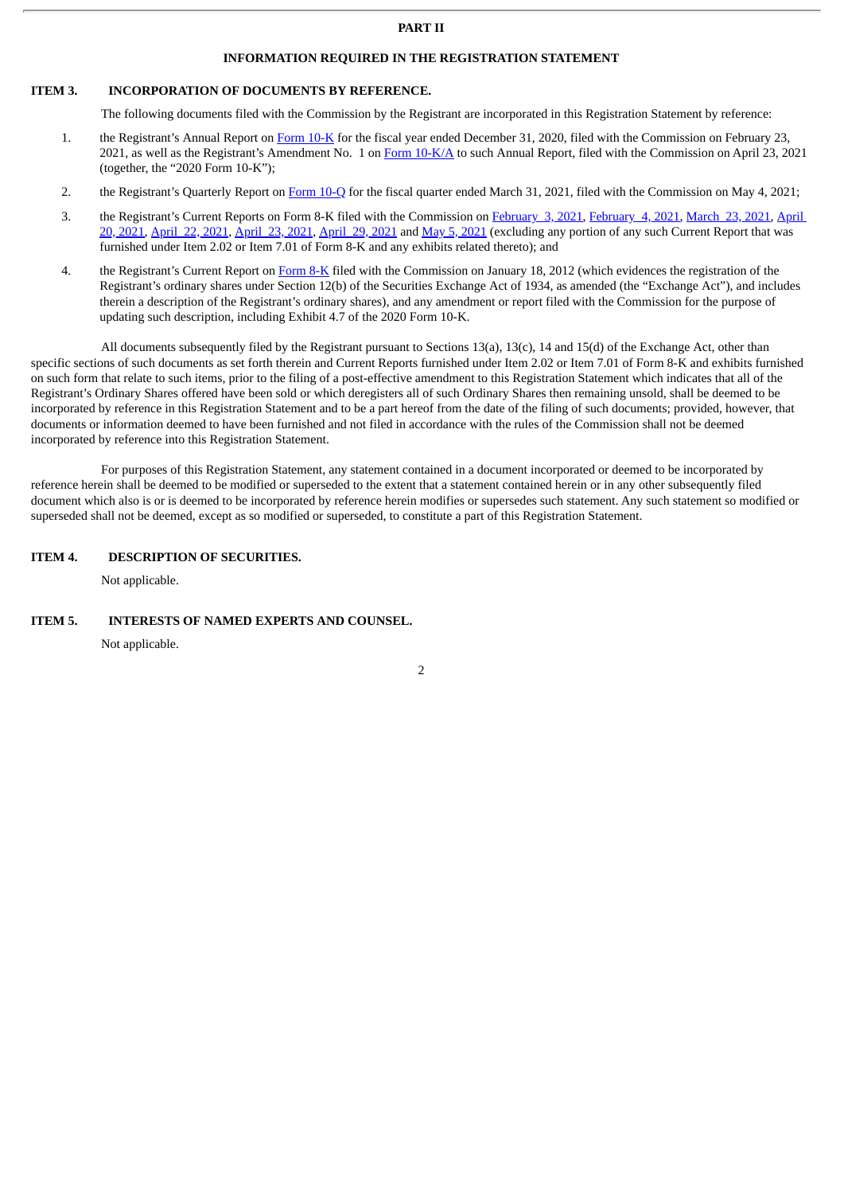# PART II

## INFORMATION REQUIRED IN THE REGISTRATION STATEMENT

### ITEM 3. INCORPORATION OF DOCUMENTS BY REFERENCE.

The following documents filed with the Commission by the Registrant are incorporated in this Registration Statement by reference:

1. the Registrant's Annual Report on Form 10-K for the fiscal year ended December 31, 2020, filed with the Commission on February 23, 2021, as well as the Registrant's Amendment No. 1 on Form 10-K/A to such Annual Report, filed with the Commission on April 23, 2021 (together, the "2020 Form 10-K");

2. the Registrant's Quarterly Report on Form 10-Q for the fiscal quarter ended March 31, 2021, filed with the Commission on May 4, 2021;

3. the Registrant's Current Reports on Form 8-K filed with the Commission on February 3, 2021, February 4, 2021, March 23, 2021, April 20, 2021, April 22, 2021, April 23, 2021, April 29, 2021 and May 5, 2021 (excluding any portion of any such Current Report that was furnished under Item 2.02 or Item 7.01 of Form 8-K and any exhibits related thereto); and

4. the Registrant's Current Report on Form 8-K filed with the Commission on January 18, 2012 (which evidences the registration of the Registrant's ordinary shares under Section 12(b) of the Securities Exchange Act of 1934, as amended (the "Exchange Act"), and includes therein a description of the Registrant's ordinary shares), and any amendment or report filed with the Commission for the purpose of updating such description, including Exhibit 4.7 of the 2020 Form 10-K.

All documents subsequently filed by the Registrant pursuant to Sections 13(a), 13(c), 14 and 15(d) of the Exchange Act, other than specific sections of such documents as set forth therein and Current Reports furnished under Item 2.02 or Item 7.01 of Form 8-K and exhibits furnished on such form that relate to such items, prior to the filing of a post-effective amendment to this Registration Statement which indicates that all of the Registrant's Ordinary Shares offered have been sold or which deregisters all of such Ordinary Shares then remaining unsold, shall be deemed to be incorporated by reference in this Registration Statement and to be a part hereof from the date of the filing of such documents; provided, however, that documents or information deemed to have been furnished and not filed in accordance with the rules of the Commission shall not be deemed incorporated by reference into this Registration Statement.

For purposes of this Registration Statement, any statement contained in a document incorporated or deemed to be incorporated by reference herein shall be deemed to be modified or superseded to the extent that a statement contained herein or in any other subsequently filed document which also is or is deemed to be incorporated by reference herein modifies or supersedes such statement. Any such statement so modified or superseded shall not be deemed, except as so modified or superseded, to constitute a part of this Registration Statement.

### ITEM 4. DESCRIPTION OF SECURITIES.

Not applicable.

### ITEM 5. INTERESTS OF NAMED EXPERTS AND COUNSEL.

Not applicable.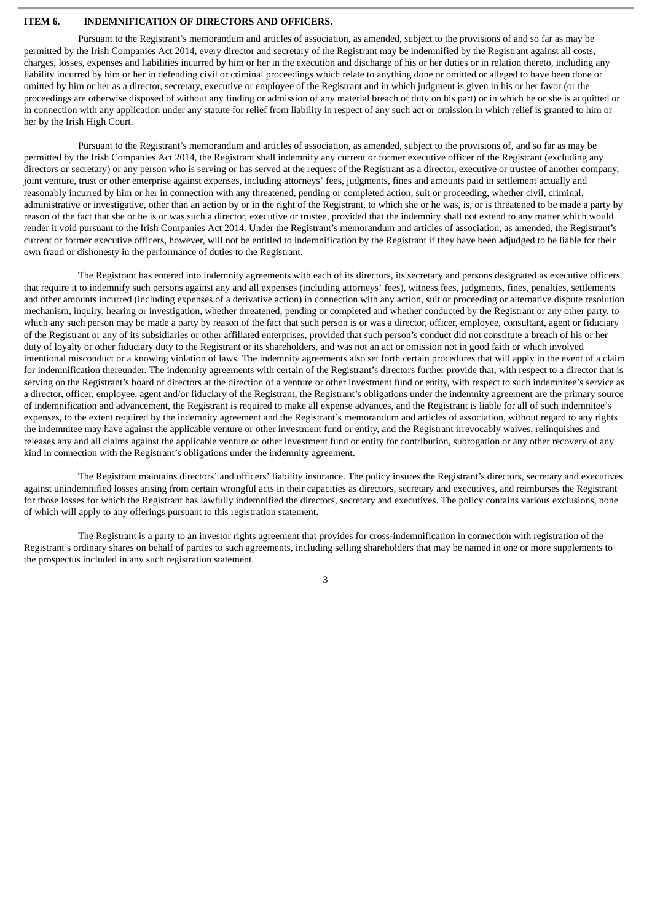## ITEM 6. INDEMNIFICATION OF DIRECTORS AND OFFICERS.

Pursuant to the Registrant's memorandum and articles of association, as amended, subject to the provisions of and so far as may be permitted by the Irish Companies Act 2014, every director and secretary of the Registrant may be indemnified by the Registrant against all costs, charges, losses, expenses and liabilities incurred by him or her in the execution and discharge of his or her duties or in relation thereto, including any liability incurred by him or her in defending civil or criminal proceedings which relate to anything done or omitted or alleged to have been done or omitted by him or her as a director, secretary, executive or employee of the Registrant and in which judgment is given in his or her favor (or the proceedings are otherwise disposed of without any finding or admission of any material breach of duty on his part) or in which he or she is acquitted or in connection with any application under any statute for relief from liability in respect of any such act or omission in which relief is granted to him or her by the Irish High Court.

Pursuant to the Registrant's memorandum and articles of association, as amended, subject to the provisions of, and so far as may be permitted by the Irish Companies Act 2014, the Registrant shall indemnify any current or former executive officer of the Registrant (excluding any directors or secretary) or any person who is serving or has served at the request of the Registrant as a director, executive or trustee of another company, joint venture, trust or other enterprise against expenses, including attorneys' fees, judgments, fines and amounts paid in settlement actually and reasonably incurred by him or her in connection with any threatened, pending or completed action, suit or proceeding, whether civil, criminal, administrative or investigative, other than an action by or in the right of the Registrant, to which she or he was, is, or is threatened to be made a party by reason of the fact that she or he is or was such a director, executive or trustee, provided that the indemnity shall not extend to any matter which would render it void pursuant to the Irish Companies Act 2014. Under the Registrant's memorandum and articles of association, as amended, the Registrant's current or former executive officers, however, will not be entitled to indemnification by the Registrant if they have been adjudged to be liable for their own fraud or dishonesty in the performance of duties to the Registrant.

The Registrant has entered into indemnity agreements with each of its directors, its secretary and persons designated as executive officers that require it to indemnify such persons against any and all expenses (including attorneys' fees), witness fees, judgments, fines, penalties, settlements and other amounts incurred (including expenses of a derivative action) in connection with any action, suit or proceeding or alternative dispute resolution mechanism, inquiry, hearing or investigation, whether threatened, pending or completed and whether conducted by the Registrant or any other party, to which any such person may be made a party by reason of the fact that such person is or was a director, officer, employee, consultant, agent or fiduciary of the Registrant or any of its subsidiaries or other affiliated enterprises, provided that such person's conduct did not constitute a breach of his or her duty of loyalty or other fiduciary duty to the Registrant or its shareholders, and was not an act or omission not in good faith or which involved intentional misconduct or a knowing violation of laws. The indemnity agreements also set forth certain procedures that will apply in the event of a claim for indemnification thereunder. The indemnity agreements with certain of the Registrant's directors further provide that, with respect to a director that is serving on the Registrant's board of directors at the direction of a venture or other investment fund or entity, with respect to such indemnitee's service as a director, officer, employee, agent and/or fiduciary of the Registrant, the Registrant's obligations under the indemnity agreement are the primary source of indemnification and advancement, the Registrant is required to make all expense advances, and the Registrant is liable for all of such indemnitee's expenses, to the extent required by the indemnity agreement and the Registrant's memorandum and articles of association, without regard to any rights the indemnitee may have against the applicable venture or other investment fund or entity, and the Registrant irrevocably waives, relinquishes and releases any and all claims against the applicable venture or other investment fund or entity for contribution, subrogation or any other recovery of any kind in connection with the Registrant's obligations under the indemnity agreement.

The Registrant maintains directors' and officers' liability insurance. The policy insures the Registrant's directors, secretary and executives against unindemnified losses arising from certain wrongful acts in their capacities as directors, secretary and executives, and reimburses the Registrant for those losses for which the Registrant has lawfully indemnified the directors, secretary and executives. The policy contains various exclusions, none of which will apply to any offerings pursuant to this registration statement.

The Registrant is a party to an investor rights agreement that provides for cross-indemnification in connection with registration of the Registrant's ordinary shares on behalf of parties to such agreements, including selling shareholders that may be named in one or more supplements to the prospectus included in any such registration statement.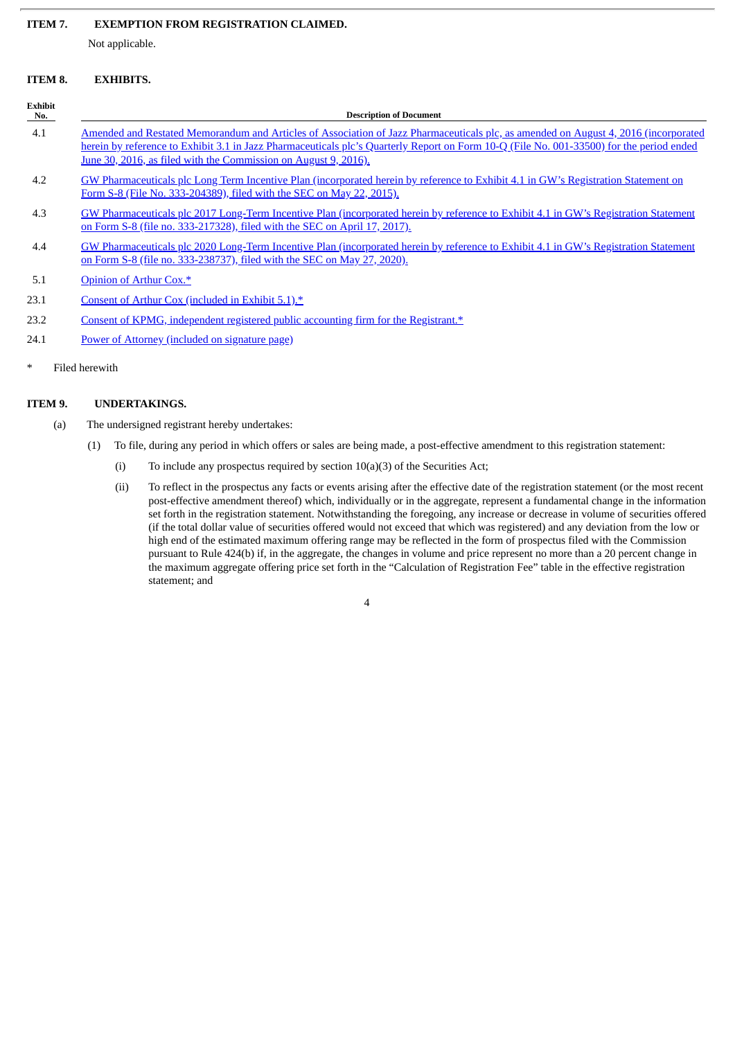## ITEM 7. EXEMPTION FROM REGISTRATION CLAIMED.

Not applicable.

## ITEM 8. EXHIBITS.

| Exhibit No. | Description of Document |
|---|---|
| 4.1 | Amended and Restated Memorandum and Articles of Association of Jazz Pharmaceuticals plc, as amended on August 4, 2016 (incorporated herein by reference to Exhibit 3.1 in Jazz Pharmaceuticals plc's Quarterly Report on Form 10-Q (File No. 001-33500) for the period ended June 30, 2016, as filed with the Commission on August 9, 2016). |
| 4.2 | GW Pharmaceuticals plc Long Term Incentive Plan (incorporated herein by reference to Exhibit 4.1 in GW's Registration Statement on Form S-8 (File No. 333-204389), filed with the SEC on May 22, 2015). |
| 4.3 | GW Pharmaceuticals plc 2017 Long-Term Incentive Plan (incorporated herein by reference to Exhibit 4.1 in GW's Registration Statement on Form S-8 (file no. 333-217328), filed with the SEC on April 17, 2017). |
| 4.4 | GW Pharmaceuticals plc 2020 Long-Term Incentive Plan (incorporated herein by reference to Exhibit 4.1 in GW's Registration Statement on Form S-8 (file no. 333-238737), filed with the SEC on May 27, 2020). |
| 5.1 | Opinion of Arthur Cox.* |
| 23.1 | Consent of Arthur Cox (included in Exhibit 5.1).* |
| 23.2 | Consent of KPMG, independent registered public accounting firm for the Registrant.* |
| 24.1 | Power of Attorney (included on signature page) |

\* Filed herewith

## ITEM 9. UNDERTAKINGS.

(a) The undersigned registrant hereby undertakes:

(1) To file, during any period in which offers or sales are being made, a post-effective amendment to this registration statement:

(i) To include any prospectus required by section 10(a)(3) of the Securities Act;

(ii) To reflect in the prospectus any facts or events arising after the effective date of the registration statement (or the most recent post-effective amendment thereof) which, individually or in the aggregate, represent a fundamental change in the information set forth in the registration statement. Notwithstanding the foregoing, any increase or decrease in volume of securities offered (if the total dollar value of securities offered would not exceed that which was registered) and any deviation from the low or high end of the estimated maximum offering range may be reflected in the form of prospectus filed with the Commission pursuant to Rule 424(b) if, in the aggregate, the changes in volume and price represent no more than a 20 percent change in the maximum aggregate offering price set forth in the "Calculation of Registration Fee" table in the effective registration statement; and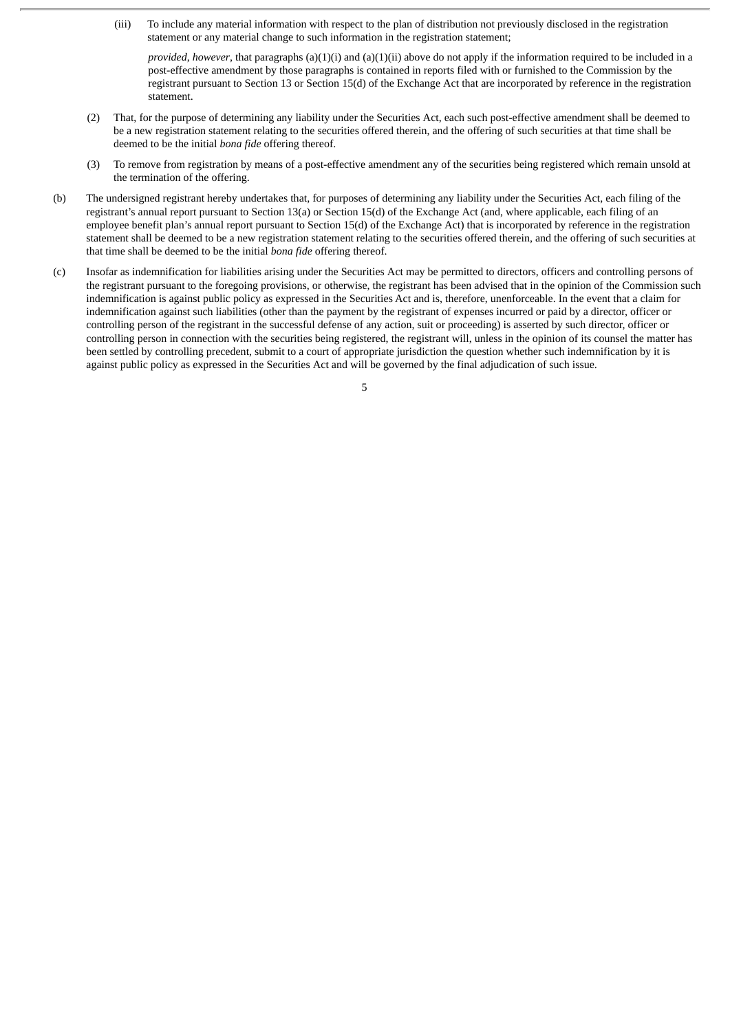(iii) To include any material information with respect to the plan of distribution not previously disclosed in the registration statement or any material change to such information in the registration statement;

*provided*, *however*, that paragraphs (a)(1)(i) and (a)(1)(ii) above do not apply if the information required to be included in a post-effective amendment by those paragraphs is contained in reports filed with or furnished to the Commission by the registrant pursuant to Section 13 or Section 15(d) of the Exchange Act that are incorporated by reference in the registration statement.

(2) That, for the purpose of determining any liability under the Securities Act, each such post-effective amendment shall be deemed to be a new registration statement relating to the securities offered therein, and the offering of such securities at that time shall be deemed to be the initial *bona fide* offering thereof.

(3) To remove from registration by means of a post-effective amendment any of the securities being registered which remain unsold at the termination of the offering.

(b) The undersigned registrant hereby undertakes that, for purposes of determining any liability under the Securities Act, each filing of the registrant's annual report pursuant to Section 13(a) or Section 15(d) of the Exchange Act (and, where applicable, each filing of an employee benefit plan's annual report pursuant to Section 15(d) of the Exchange Act) that is incorporated by reference in the registration statement shall be deemed to be a new registration statement relating to the securities offered therein, and the offering of such securities at that time shall be deemed to be the initial *bona fide* offering thereof.

(c) Insofar as indemnification for liabilities arising under the Securities Act may be permitted to directors, officers and controlling persons of the registrant pursuant to the foregoing provisions, or otherwise, the registrant has been advised that in the opinion of the Commission such indemnification is against public policy as expressed in the Securities Act and is, therefore, unenforceable. In the event that a claim for indemnification against such liabilities (other than the payment by the registrant of expenses incurred or paid by a director, officer or controlling person of the registrant in the successful defense of any action, suit or proceeding) is asserted by such director, officer or controlling person in connection with the securities being registered, the registrant will, unless in the opinion of its counsel the matter has been settled by controlling precedent, submit to a court of appropriate jurisdiction the question whether such indemnification by it is against public policy as expressed in the Securities Act and will be governed by the final adjudication of such issue.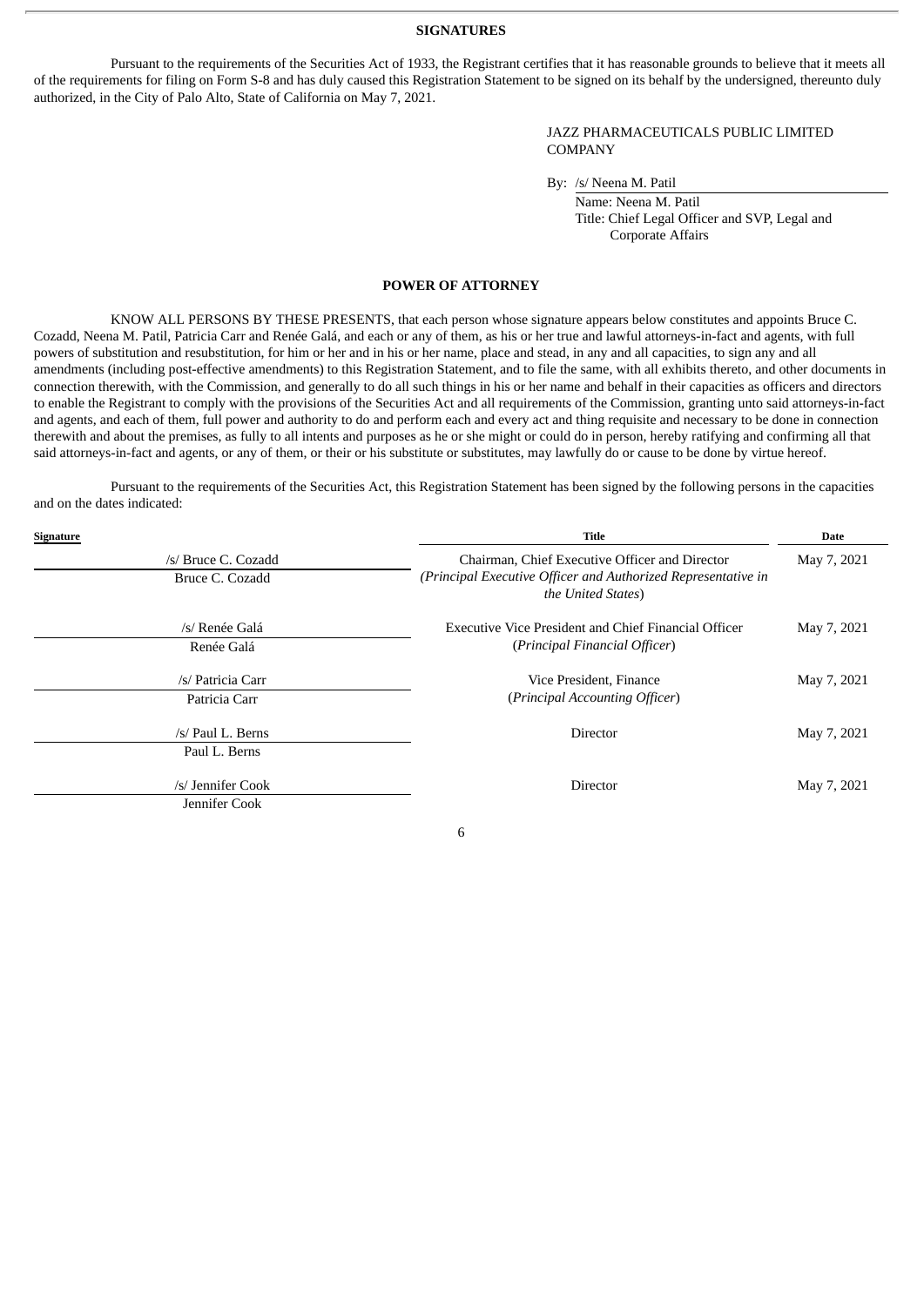**SIGNATURES**

Pursuant to the requirements of the Securities Act of 1933, the Registrant certifies that it has reasonable grounds to believe that it meets all of the requirements for filing on Form S-8 and has duly caused this Registration Statement to be signed on its behalf by the undersigned, thereunto duly authorized, in the City of Palo Alto, State of California on May 7, 2021.

JAZZ PHARMACEUTICALS PUBLIC LIMITED COMPANY

By: /s/ Neena M. Patil
Name: Neena M. Patil
Title: Chief Legal Officer and SVP, Legal and Corporate Affairs

**POWER OF ATTORNEY**

KNOW ALL PERSONS BY THESE PRESENTS, that each person whose signature appears below constitutes and appoints Bruce C. Cozadd, Neena M. Patil, Patricia Carr and Renée Galá, and each or any of them, as his or her true and lawful attorneys-in-fact and agents, with full powers of substitution and resubstitution, for him or her and in his or her name, place and stead, in any and all capacities, to sign any and all amendments (including post-effective amendments) to this Registration Statement, and to file the same, with all exhibits thereto, and other documents in connection therewith, with the Commission, and generally to do all such things in his or her name and behalf in their capacities as officers and directors to enable the Registrant to comply with the provisions of the Securities Act and all requirements of the Commission, granting unto said attorneys-in-fact and agents, and each of them, full power and authority to do and perform each and every act and thing requisite and necessary to be done in connection therewith and about the premises, as fully to all intents and purposes as he or she might or could do in person, hereby ratifying and confirming all that said attorneys-in-fact and agents, or any of them, or their or his substitute or substitutes, may lawfully do or cause to be done by virtue hereof.

Pursuant to the requirements of the Securities Act, this Registration Statement has been signed by the following persons in the capacities and on the dates indicated:

| Signature | Title | Date |
| --- | --- | --- |
| /s/ Bruce C. Cozadd<br>Bruce C. Cozadd | Chairman, Chief Executive Officer and Director<br>(*Principal Executive Officer and Authorized Representative in the United States*) | May 7, 2021 |
| /s/ Renée Galá<br>Renée Galá | Executive Vice President and Chief Financial Officer<br>(*Principal Financial Officer*) | May 7, 2021 |
| /s/ Patricia Carr<br>Patricia Carr | Vice President, Finance<br>(*Principal Accounting Officer*) | May 7, 2021 |
| /s/ Paul L. Berns<br>Paul L. Berns | Director | May 7, 2021 |
| /s/ Jennifer Cook<br>Jennifer Cook | Director | May 7, 2021 |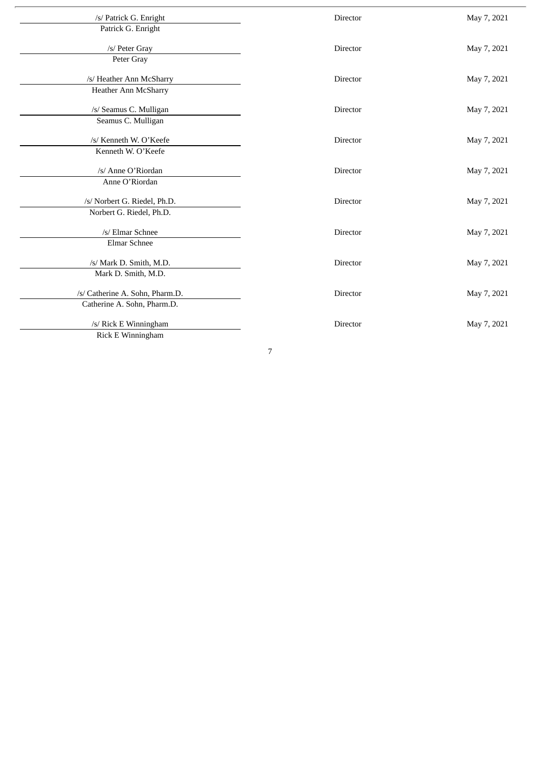| | | |
|---|---|---|
| /s/ Patrick G. Enright<br>Patrick G. Enright | Director | May 7, 2021 |
| /s/ Peter Gray<br>Peter Gray | Director | May 7, 2021 |
| /s/ Heather Ann McSharry<br>Heather Ann McSharry | Director | May 7, 2021 |
| /s/ Seamus C. Mulligan<br>Seamus C. Mulligan | Director | May 7, 2021 |
| /s/ Kenneth W. O'Keefe<br>Kenneth W. O'Keefe | Director | May 7, 2021 |
| /s/ Anne O'Riordan<br>Anne O'Riordan | Director | May 7, 2021 |
| /s/ Norbert G. Riedel, Ph.D.<br>Norbert G. Riedel, Ph.D. | Director | May 7, 2021 |
| /s/ Elmar Schnee<br>Elmar Schnee | Director | May 7, 2021 |
| /s/ Mark D. Smith, M.D.<br>Mark D. Smith, M.D. | Director | May 7, 2021 |
| /s/ Catherine A. Sohn, Pharm.D.<br>Catherine A. Sohn, Pharm.D. | Director | May 7, 2021 |
| /s/ Rick E Winningham<br>Rick E Winningham | Director | May 7, 2021 |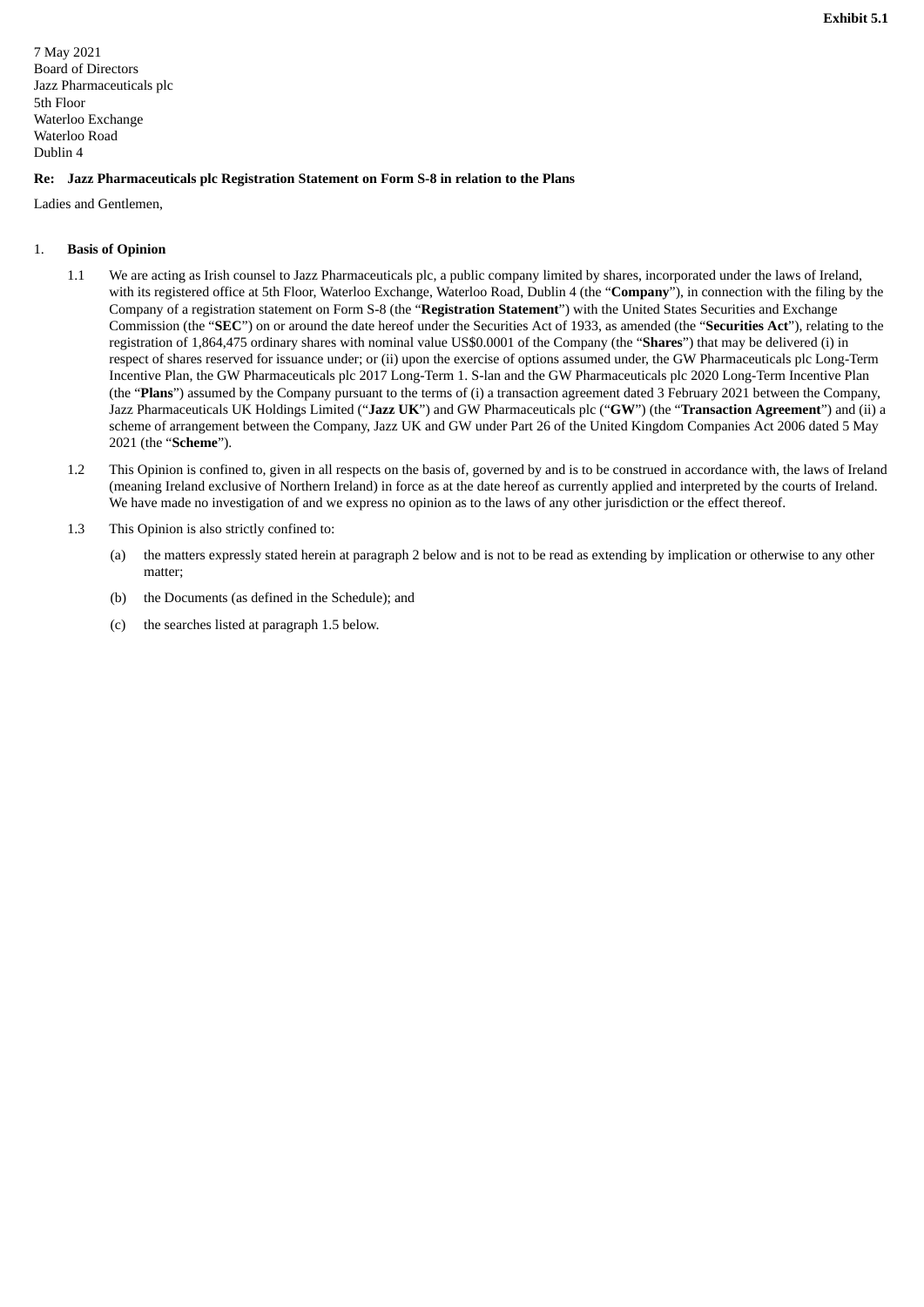**Exhibit 5.1**

7 May 2021
Board of Directors
Jazz Pharmaceuticals plc
5th Floor
Waterloo Exchange
Waterloo Road
Dublin 4

**Re: Jazz Pharmaceuticals plc Registration Statement on Form S-8 in relation to the Plans**

Ladies and Gentlemen,

1. **Basis of Opinion**

1.1 We are acting as Irish counsel to Jazz Pharmaceuticals plc, a public company limited by shares, incorporated under the laws of Ireland, with its registered office at 5th Floor, Waterloo Exchange, Waterloo Road, Dublin 4 (the "**Company**"), in connection with the filing by the Company of a registration statement on Form S-8 (the "**Registration Statement**") with the United States Securities and Exchange Commission (the "**SEC**") on or around the date hereof under the Securities Act of 1933, as amended (the "**Securities Act**"), relating to the registration of 1,864,475 ordinary shares with nominal value US$0.0001 of the Company (the "**Shares**") that may be delivered (i) in respect of shares reserved for issuance under; or (ii) upon the exercise of options assumed under, the GW Pharmaceuticals plc Long-Term Incentive Plan, the GW Pharmaceuticals plc 2017 Long-Term 1. S-lan and the GW Pharmaceuticals plc 2020 Long-Term Incentive Plan (the "**Plans**") assumed by the Company pursuant to the terms of (i) a transaction agreement dated 3 February 2021 between the Company, Jazz Pharmaceuticals UK Holdings Limited ("**Jazz UK**") and GW Pharmaceuticals plc ("**GW**") (the "**Transaction Agreement**") and (ii) a scheme of arrangement between the Company, Jazz UK and GW under Part 26 of the United Kingdom Companies Act 2006 dated 5 May 2021 (the "**Scheme**").

1.2 This Opinion is confined to, given in all respects on the basis of, governed by and is to be construed in accordance with, the laws of Ireland (meaning Ireland exclusive of Northern Ireland) in force as at the date hereof as currently applied and interpreted by the courts of Ireland. We have made no investigation of and we express no opinion as to the laws of any other jurisdiction or the effect thereof.

1.3 This Opinion is also strictly confined to:

(a) the matters expressly stated herein at paragraph 2 below and is not to be read as extending by implication or otherwise to any other matter;

(b) the Documents (as defined in the Schedule); and

(c) the searches listed at paragraph 1.5 below.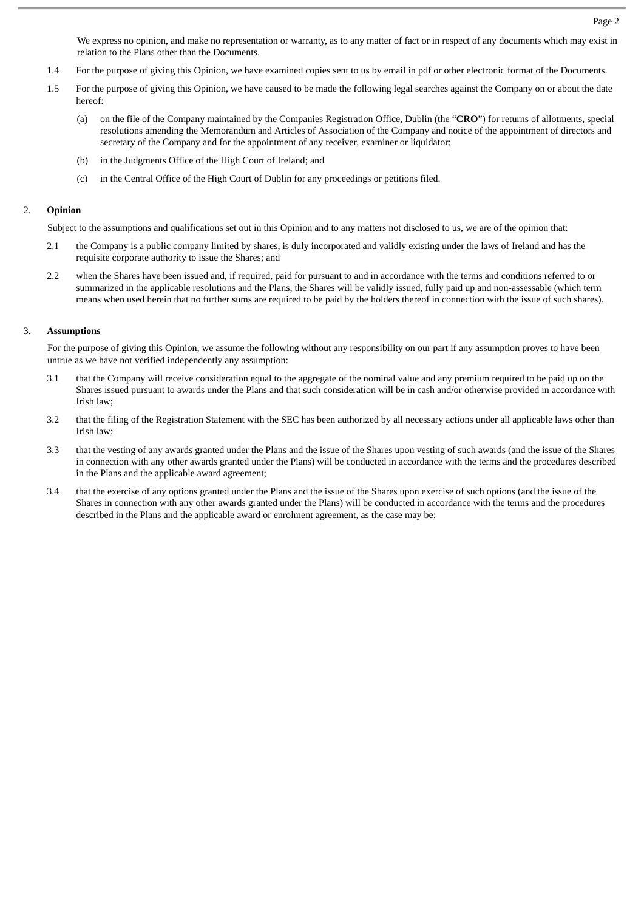We express no opinion, and make no representation or warranty, as to any matter of fact or in respect of any documents which may exist in relation to the Plans other than the Documents.

1.4 For the purpose of giving this Opinion, we have examined copies sent to us by email in pdf or other electronic format of the Documents.

1.5 For the purpose of giving this Opinion, we have caused to be made the following legal searches against the Company on or about the date hereof:

(a) on the file of the Company maintained by the Companies Registration Office, Dublin (the "**CRO**") for returns of allotments, special resolutions amending the Memorandum and Articles of Association of the Company and notice of the appointment of directors and secretary of the Company and for the appointment of any receiver, examiner or liquidator;

(b) in the Judgments Office of the High Court of Ireland; and

(c) in the Central Office of the High Court of Dublin for any proceedings or petitions filed.

2. **Opinion**

Subject to the assumptions and qualifications set out in this Opinion and to any matters not disclosed to us, we are of the opinion that:

2.1 the Company is a public company limited by shares, is duly incorporated and validly existing under the laws of Ireland and has the requisite corporate authority to issue the Shares; and

2.2 when the Shares have been issued and, if required, paid for pursuant to and in accordance with the terms and conditions referred to or summarized in the applicable resolutions and the Plans, the Shares will be validly issued, fully paid up and non-assessable (which term means when used herein that no further sums are required to be paid by the holders thereof in connection with the issue of such shares).

3. **Assumptions**

For the purpose of giving this Opinion, we assume the following without any responsibility on our part if any assumption proves to have been untrue as we have not verified independently any assumption:

3.1 that the Company will receive consideration equal to the aggregate of the nominal value and any premium required to be paid up on the Shares issued pursuant to awards under the Plans and that such consideration will be in cash and/or otherwise provided in accordance with Irish law;

3.2 that the filing of the Registration Statement with the SEC has been authorized by all necessary actions under all applicable laws other than Irish law;

3.3 that the vesting of any awards granted under the Plans and the issue of the Shares upon vesting of such awards (and the issue of the Shares in connection with any other awards granted under the Plans) will be conducted in accordance with the terms and the procedures described in the Plans and the applicable award agreement;

3.4 that the exercise of any options granted under the Plans and the issue of the Shares upon exercise of such options (and the issue of the Shares in connection with any other awards granted under the Plans) will be conducted in accordance with the terms and the procedures described in the Plans and the applicable award or enrolment agreement, as the case may be;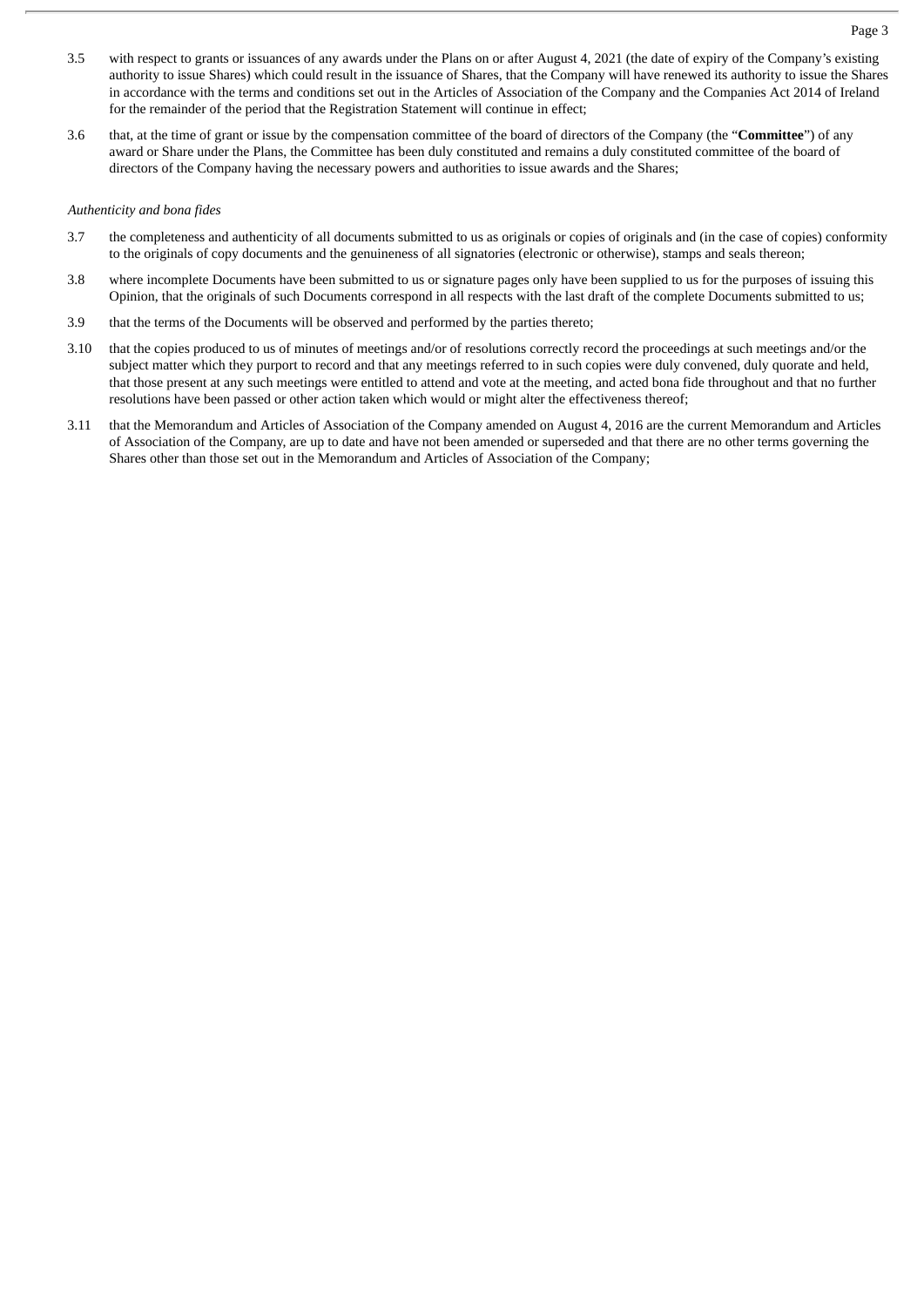3.5 with respect to grants or issuances of any awards under the Plans on or after August 4, 2021 (the date of expiry of the Company's existing authority to issue Shares) which could result in the issuance of Shares, that the Company will have renewed its authority to issue the Shares in accordance with the terms and conditions set out in the Articles of Association of the Company and the Companies Act 2014 of Ireland for the remainder of the period that the Registration Statement will continue in effect;

3.6 that, at the time of grant or issue by the compensation committee of the board of directors of the Company (the "**Committee**") of any award or Share under the Plans, the Committee has been duly constituted and remains a duly constituted committee of the board of directors of the Company having the necessary powers and authorities to issue awards and the Shares;

*Authenticity and bona fides*

3.7 the completeness and authenticity of all documents submitted to us as originals or copies of originals and (in the case of copies) conformity to the originals of copy documents and the genuineness of all signatories (electronic or otherwise), stamps and seals thereon;

3.8 where incomplete Documents have been submitted to us or signature pages only have been supplied to us for the purposes of issuing this Opinion, that the originals of such Documents correspond in all respects with the last draft of the complete Documents submitted to us;

3.9 that the terms of the Documents will be observed and performed by the parties thereto;

3.10 that the copies produced to us of minutes of meetings and/or of resolutions correctly record the proceedings at such meetings and/or the subject matter which they purport to record and that any meetings referred to in such copies were duly convened, duly quorate and held, that those present at any such meetings were entitled to attend and vote at the meeting, and acted bona fide throughout and that no further resolutions have been passed or other action taken which would or might alter the effectiveness thereof;

3.11 that the Memorandum and Articles of Association of the Company amended on August 4, 2016 are the current Memorandum and Articles of Association of the Company, are up to date and have not been amended or superseded and that there are no other terms governing the Shares other than those set out in the Memorandum and Articles of Association of the Company;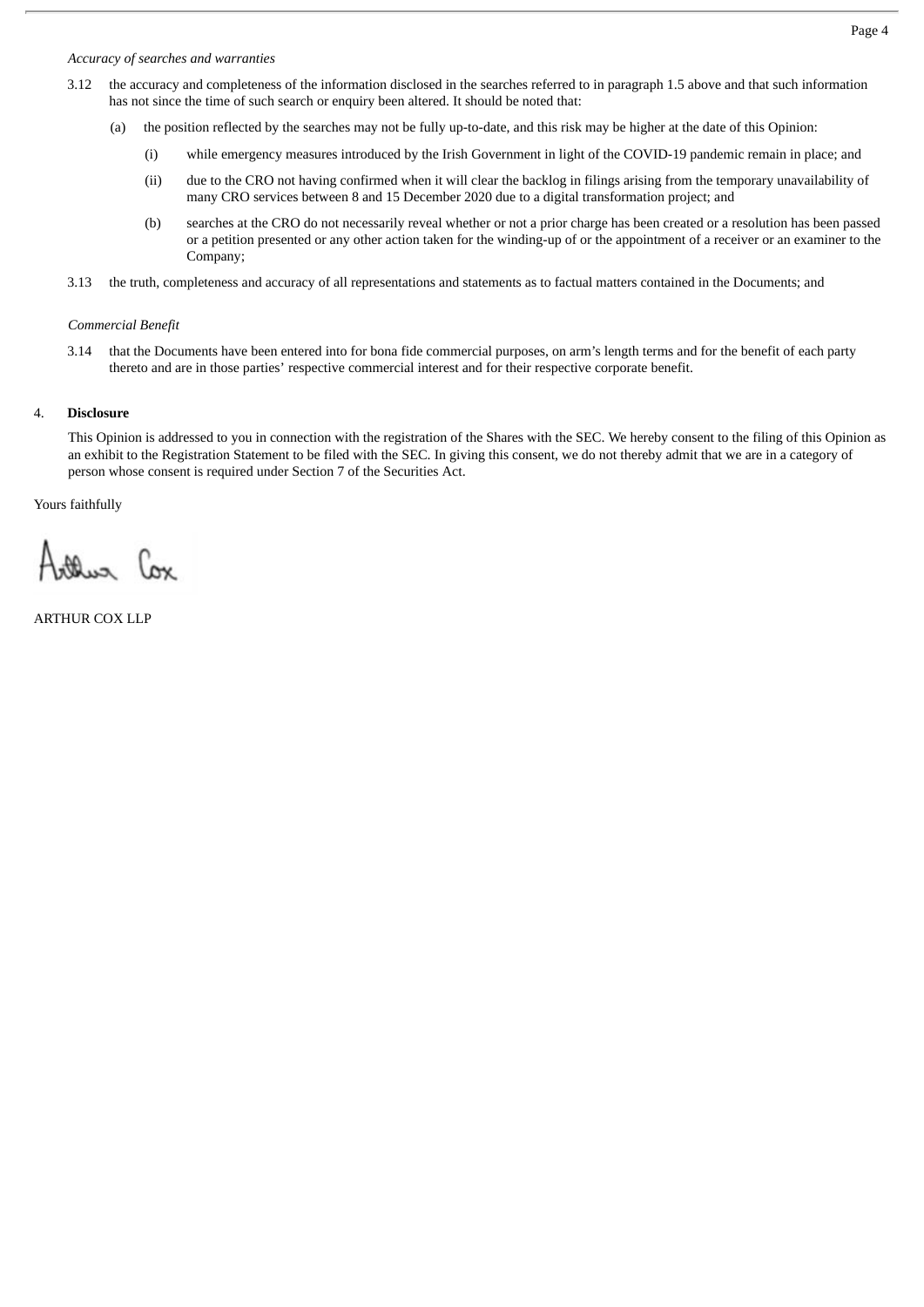*Accuracy of searches and warranties*

3.12 the accuracy and completeness of the information disclosed in the searches referred to in paragraph 1.5 above and that such information has not since the time of such search or enquiry been altered. It should be noted that:

(a) the position reflected by the searches may not be fully up-to-date, and this risk may be higher at the date of this Opinion:

(i) while emergency measures introduced by the Irish Government in light of the COVID-19 pandemic remain in place; and

(ii) due to the CRO not having confirmed when it will clear the backlog in filings arising from the temporary unavailability of many CRO services between 8 and 15 December 2020 due to a digital transformation project; and

(b) searches at the CRO do not necessarily reveal whether or not a prior charge has been created or a resolution has been passed or a petition presented or any other action taken for the winding-up of or the appointment of a receiver or an examiner to the Company;

3.13 the truth, completeness and accuracy of all representations and statements as to factual matters contained in the Documents; and

*Commercial Benefit*

3.14 that the Documents have been entered into for bona fide commercial purposes, on arm's length terms and for the benefit of each party thereto and are in those parties' respective commercial interest and for their respective corporate benefit.

4. **Disclosure**

This Opinion is addressed to you in connection with the registration of the Shares with the SEC. We hereby consent to the filing of this Opinion as an exhibit to the Registration Statement to be filed with the SEC. In giving this consent, we do not thereby admit that we are in a category of person whose consent is required under Section 7 of the Securities Act.

Yours faithfully

Arthur Cox

ARTHUR COX LLP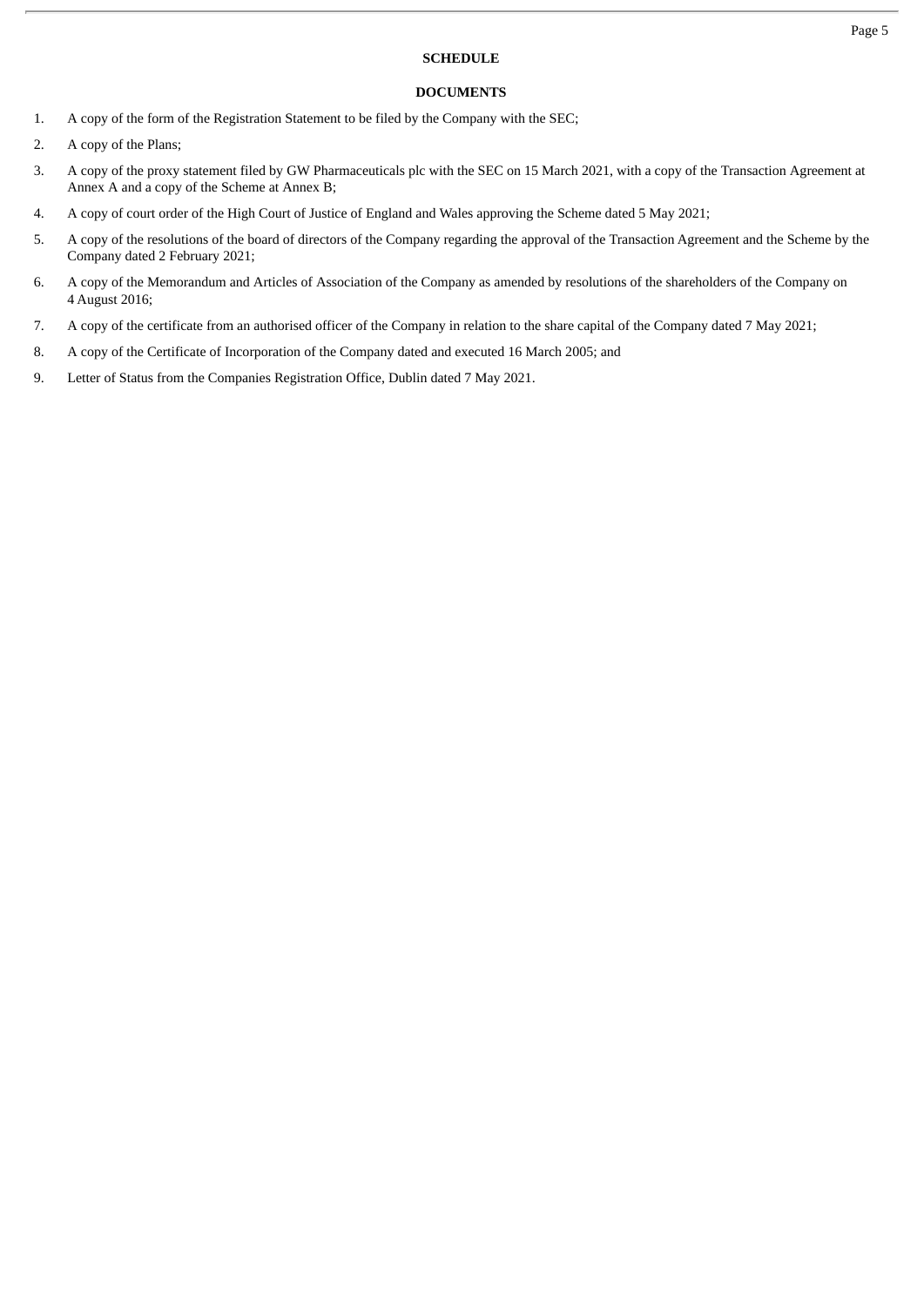## SCHEDULE

## DOCUMENTS

1. A copy of the form of the Registration Statement to be filed by the Company with the SEC;
2. A copy of the Plans;
3. A copy of the proxy statement filed by GW Pharmaceuticals plc with the SEC on 15 March 2021, with a copy of the Transaction Agreement at Annex A and a copy of the Scheme at Annex B;
4. A copy of court order of the High Court of Justice of England and Wales approving the Scheme dated 5 May 2021;
5. A copy of the resolutions of the board of directors of the Company regarding the approval of the Transaction Agreement and the Scheme by the Company dated 2 February 2021;
6. A copy of the Memorandum and Articles of Association of the Company as amended by resolutions of the shareholders of the Company on 4 August 2016;
7. A copy of the certificate from an authorised officer of the Company in relation to the share capital of the Company dated 7 May 2021;
8. A copy of the Certificate of Incorporation of the Company dated and executed 16 March 2005; and
9. Letter of Status from the Companies Registration Office, Dublin dated 7 May 2021.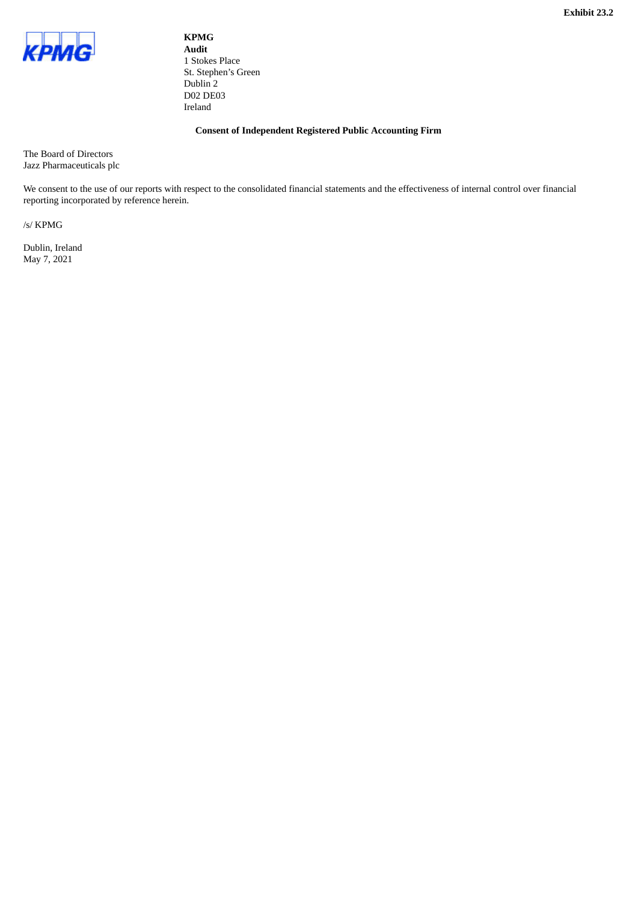Exhibit 23.2

**KPMG**
**Audit**
1 Stokes Place
St. Stephen's Green
Dublin 2
D02 DE03
Ireland

**Consent of Independent Registered Public Accounting Firm**

The Board of Directors
Jazz Pharmaceuticals plc

We consent to the use of our reports with respect to the consolidated financial statements and the effectiveness of internal control over financial reporting incorporated by reference herein.

/s/ KPMG

Dublin, Ireland
May 7, 2021